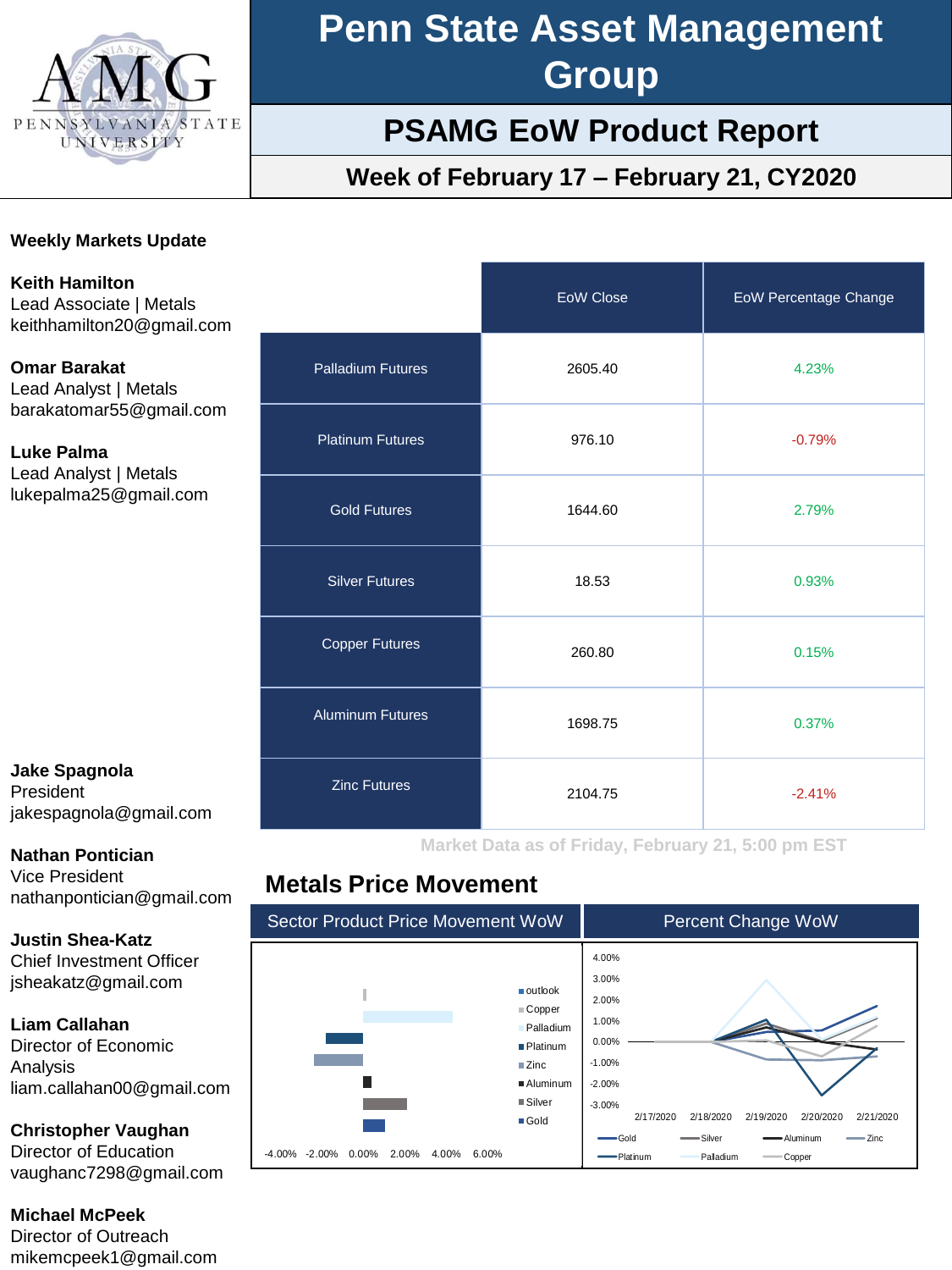# Penn State Asset Management Group

## PSAMG EoW Product Report

### Week of February 17 – February 21, CY2020

**Weekly Markets Update**

**Keith Hamilton**
Lead Associate | Metals
keithhamilton20@gmail.com

**Omar Barakat**
Lead Analyst | Metals
barakatomar55@gmail.com

**Luke Palma**
Lead Analyst | Metals
lukepalma25@gmail.com

| | EoW Close | EoW Percentage Change |
|---|---|---|
| Palladium Futures | 2605.40 | 4.23% |
| Platinum Futures | 976.10 | -0.79% |
| Gold Futures | 1644.60 | 2.79% |
| Silver Futures | 18.53 | 0.93% |
| Copper Futures | 260.80 | 0.15% |
| Aluminum Futures | 1698.75 | 0.37% |
| Zinc Futures | 2104.75 | -2.41% |

Market Data as of Friday, February 21, 5:00 pm EST

## Metals Price Movement

| Sector Product Price Movement WoW | Percent Change WoW |
|---|---|

**Jake Spagnola**
President
jakespagnola@gmail.com

**Nathan Pontician**
Vice President
nathanpontician@gmail.com

**Justin Shea-Katz**
Chief Investment Officer
jsheakatz@gmail.com

**Liam Callahan**
Director of Economic Analysis
liam.callahan00@gmail.com

**Christopher Vaughan**
Director of Education
vaughanc7298@gmail.com

**Michael McPeek**
Director of Outreach
mikemcpeek1@gmail.com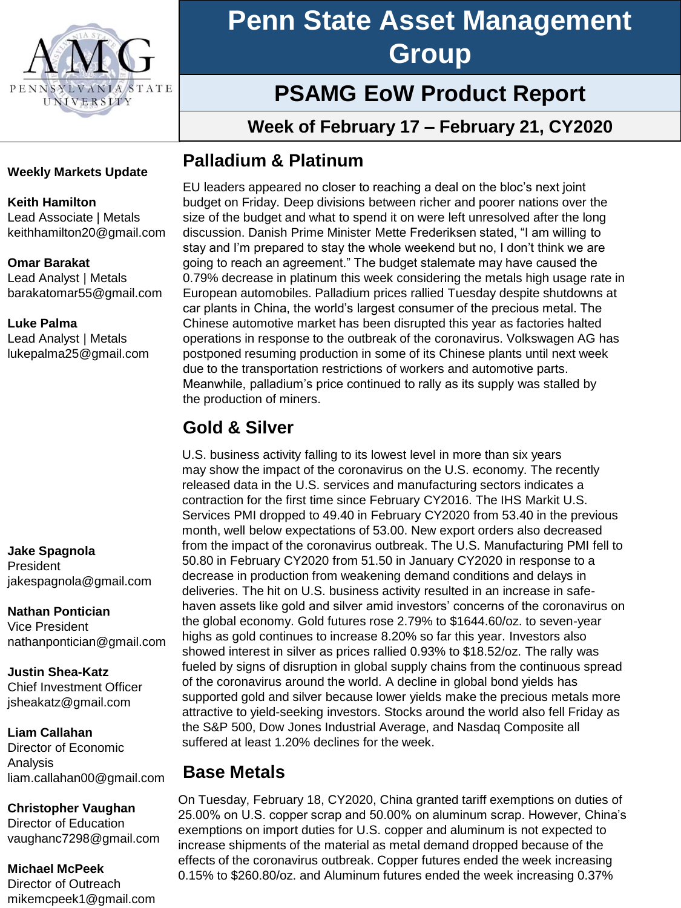# Penn State Asset Management Group

## PSAMG EoW Product Report

### Week of February 17 – February 21, CY2020

**Weekly Markets Update**

**Keith Hamilton**
Lead Associate | Metals
keithhamilton20@gmail.com

**Omar Barakat**
Lead Analyst | Metals
barakatomar55@gmail.com

**Luke Palma**
Lead Analyst | Metals
lukepalma25@gmail.com

**Jake Spagnola**
President
jakespagnola@gmail.com

**Nathan Pontician**
Vice President
nathanpontician@gmail.com

**Justin Shea-Katz**
Chief Investment Officer
jsheakatz@gmail.com

**Liam Callahan**
Director of Economic Analysis
liam.callahan00@gmail.com

**Christopher Vaughan**
Director of Education
vaughanc7298@gmail.com

**Michael McPeek**
Director of Outreach
mikemcpeek1@gmail.com

## Palladium & Platinum

EU leaders appeared no closer to reaching a deal on the bloc's next joint budget on Friday. Deep divisions between richer and poorer nations over the size of the budget and what to spend it on were left unresolved after the long discussion. Danish Prime Minister Mette Frederiksen stated, "I am willing to stay and I'm prepared to stay the whole weekend but no, I don't think we are going to reach an agreement." The budget stalemate may have caused the 0.79% decrease in platinum this week considering the metals high usage rate in European automobiles. Palladium prices rallied Tuesday despite shutdowns at car plants in China, the world's largest consumer of the precious metal. The Chinese automotive market has been disrupted this year as factories halted operations in response to the outbreak of the coronavirus. Volkswagen AG has postponed resuming production in some of its Chinese plants until next week due to the transportation restrictions of workers and automotive parts. Meanwhile, palladium's price continued to rally as its supply was stalled by the production of miners.

## Gold & Silver

U.S. business activity falling to its lowest level in more than six years may show the impact of the coronavirus on the U.S. economy. The recently released data in the U.S. services and manufacturing sectors indicates a contraction for the first time since February CY2016. The IHS Markit U.S. Services PMI dropped to 49.40 in February CY2020 from 53.40 in the previous month, well below expectations of 53.00. New export orders also decreased from the impact of the coronavirus outbreak. The U.S. Manufacturing PMI fell to 50.80 in February CY2020 from 51.50 in January CY2020 in response to a decrease in production from weakening demand conditions and delays in deliveries. The hit on U.S. business activity resulted in an increase in safe-haven assets like gold and silver amid investors' concerns of the coronavirus on the global economy. Gold futures rose 2.79% to $1644.60/oz. to seven-year highs as gold continues to increase 8.20% so far this year. Investors also showed interest in silver as prices rallied 0.93% to $18.52/oz. The rally was fueled by signs of disruption in global supply chains from the continuous spread of the coronavirus around the world. A decline in global bond yields has supported gold and silver because lower yields make the precious metals more attractive to yield-seeking investors. Stocks around the world also fell Friday as the S&P 500, Dow Jones Industrial Average, and Nasdaq Composite all suffered at least 1.20% declines for the week.

## Base Metals

On Tuesday, February 18, CY2020, China granted tariff exemptions on duties of 25.00% on U.S. copper scrap and 50.00% on aluminum scrap. However, China's exemptions on import duties for U.S. copper and aluminum is not expected to increase shipments of the material as metal demand dropped because of the effects of the coronavirus outbreak. Copper futures ended the week increasing 0.15% to $260.80/oz. and Aluminum futures ended the week increasing 0.37%